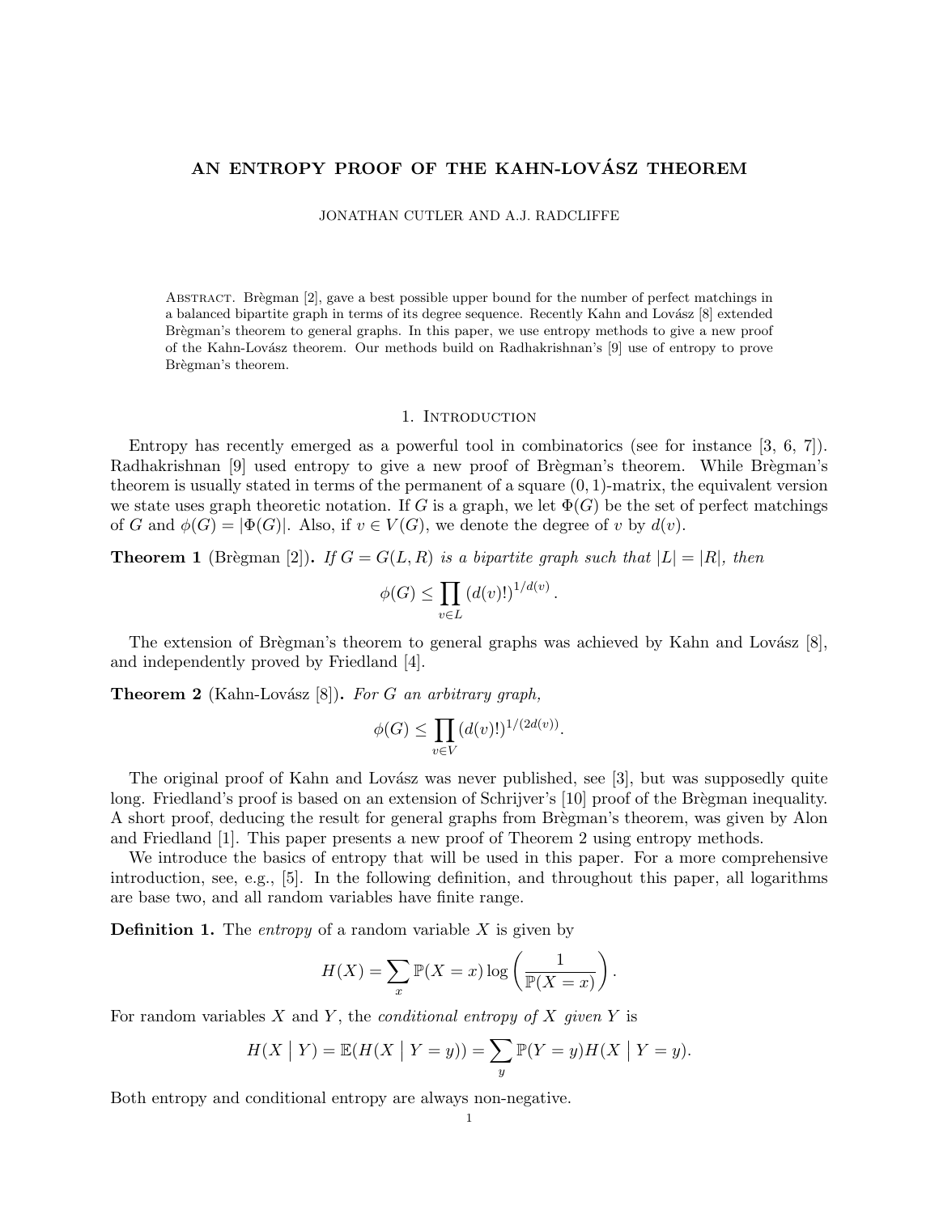# AN ENTROPY PROOF OF THE KAHN-LOVÁSZ THEOREM

JONATHAN CUTLER AND A.J. RADCLIFFE

Abstract. Brègman [2], gave a best possible upper bound for the number of perfect matchings in a balanced bipartite graph in terms of its degree sequence. Recently Kahn and Lovász [8] extended Brègman's theorem to general graphs. In this paper, we use entropy methods to give a new proof of the Kahn-Lovász theorem. Our methods build on Radhakrishnan's [9] use of entropy to prove Brègman's theorem.

## 1. Introduction

Entropy has recently emerged as a powerful tool in combinatorics (see for instance [3, 6, 7]). Radhakrishnan [9] used entropy to give a new proof of Brègman's theorem. While Brègman's theorem is usually stated in terms of the permanent of a square $(0,1)$-matrix, the equivalent version we state uses graph theoretic notation. If $G$ is a graph, we let $\Phi(G)$ be the set of perfect matchings of $G$ and $\phi(G) = |\Phi(G)|$. Also, if $v \in V(G)$, we denote the degree of $v$ by $d(v)$.

**Theorem 1** (Brègman [2])**.** *If $G = G(L,R)$ is a bipartite graph such that $|L| = |R|$, then*

$$\phi(G) \leq \prod_{v \in L} (d(v)!)^{1/d(v)}.$$

The extension of Brègman's theorem to general graphs was achieved by Kahn and Lovász [8], and independently proved by Friedland [4].

**Theorem 2** (Kahn-Lovász [8])**.** *For $G$ an arbitrary graph,*

$$\phi(G) \leq \prod_{v \in V} (d(v)!)^{1/(2d(v))}.$$

The original proof of Kahn and Lovász was never published, see [3], but was supposedly quite long. Friedland's proof is based on an extension of Schrijver's [10] proof of the Brègman inequality. A short proof, deducing the result for general graphs from Brègman's theorem, was given by Alon and Friedland [1]. This paper presents a new proof of Theorem 2 using entropy methods.

We introduce the basics of entropy that will be used in this paper. For a more comprehensive introduction, see, e.g., [5]. In the following definition, and throughout this paper, all logarithms are base two, and all random variables have finite range.

**Definition 1.** The *entropy* of a random variable $X$ is given by

$$H(X) = \sum_x \mathbb{P}(X = x) \log\left(\frac{1}{\mathbb{P}(X = x)}\right).$$

For random variables $X$ and $Y$, the *conditional entropy of $X$ given $Y$* is

$$H(X \mid Y) = \mathbb{E}(H(X \mid Y = y)) = \sum_y \mathbb{P}(Y = y) H(X \mid Y = y).$$

Both entropy and conditional entropy are always non-negative.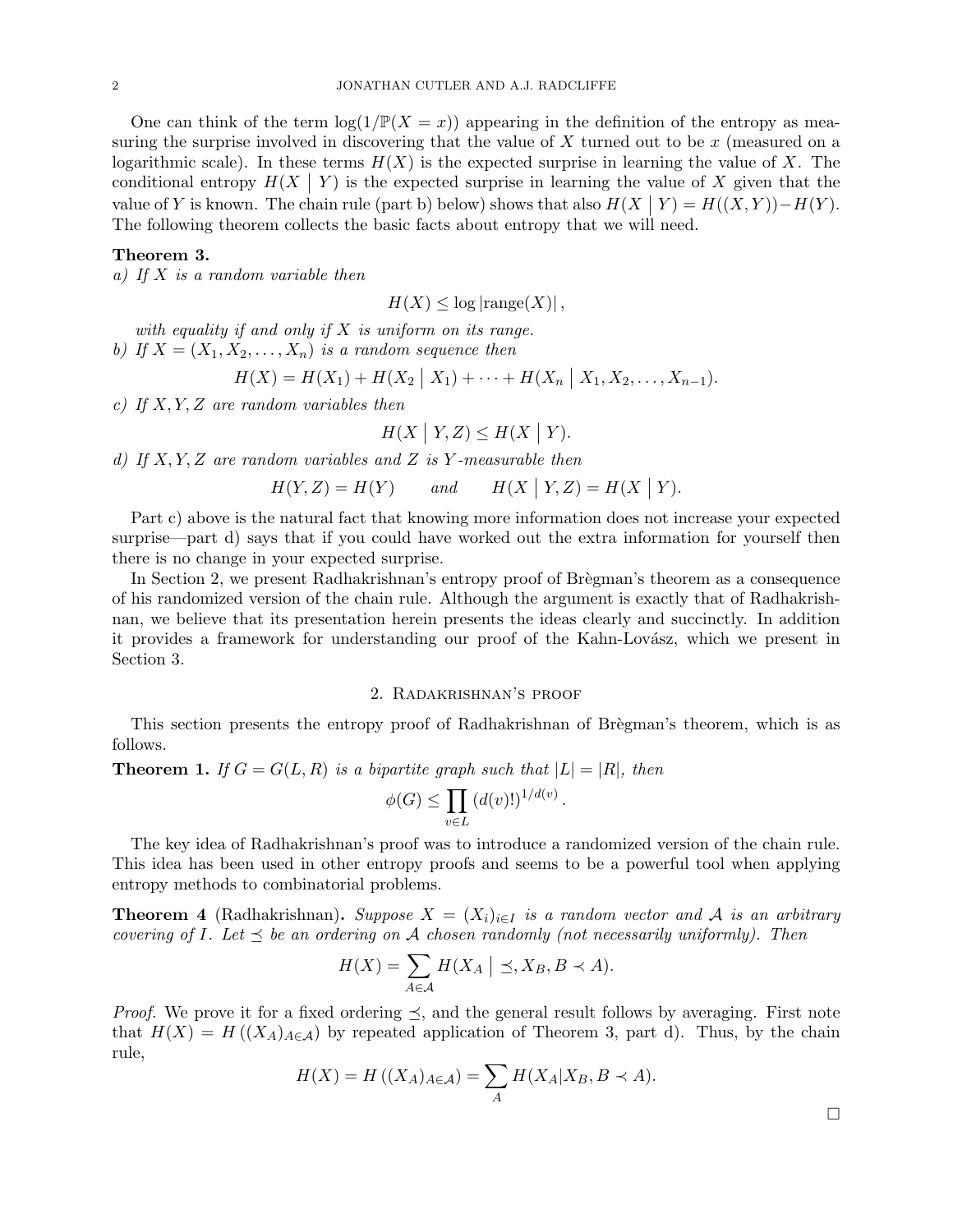One can think of the term $\log(1/\mathbb{P}(X = x))$ appearing in the definition of the entropy as measuring the surprise involved in discovering that the value of $X$ turned out to be $x$ (measured on a logarithmic scale). In these terms $H(X)$ is the expected surprise in learning the value of $X$. The conditional entropy $H(X \mid Y)$ is the expected surprise in learning the value of $X$ given that the value of $Y$ is known. The chain rule (part b) below) shows that also $H(X \mid Y) = H((X,Y)) - H(Y)$. The following theorem collects the basic facts about entropy that we will need.

**Theorem 3.**

*a) If $X$ is a random variable then*

$$H(X) \leq \log |\text{range}(X)|,$$

*with equality if and only if $X$ is uniform on its range.*

*b) If $X = (X_1, X_2, \ldots, X_n)$ is a random sequence then*

$$H(X) = H(X_1) + H(X_2 \mid X_1) + \cdots + H(X_n \mid X_1, X_2, \ldots, X_{n-1}).$$

*c) If $X, Y, Z$ are random variables then*

$$H(X \mid Y, Z) \leq H(X \mid Y).$$

*d) If $X, Y, Z$ are random variables and $Z$ is $Y$-measurable then*

$$H(Y, Z) = H(Y) \qquad \text{and} \qquad H(X \mid Y, Z) = H(X \mid Y).$$

Part c) above is the natural fact that knowing more information does not increase your expected surprise—part d) says that if you could have worked out the extra information for yourself then there is no change in your expected surprise.

In Section 2, we present Radhakrishnan's entropy proof of Brègman's theorem as a consequence of his randomized version of the chain rule. Although the argument is exactly that of Radhakrishnan, we believe that its presentation herein presents the ideas clearly and succinctly. In addition it provides a framework for understanding our proof of the Kahn-Lovász, which we present in Section 3.

## 2. Radakrishnan's proof

This section presents the entropy proof of Radhakrishnan of Brègman's theorem, which is as follows.

**Theorem 1.** *If $G = G(L, R)$ is a bipartite graph such that $|L| = |R|$, then*

$$\phi(G) \leq \prod_{v \in L} (d(v)!)^{1/d(v)}.$$

The key idea of Radhakrishnan's proof was to introduce a randomized version of the chain rule. This idea has been used in other entropy proofs and seems to be a powerful tool when applying entropy methods to combinatorial problems.

**Theorem 4** (Radhakrishnan). *Suppose $X = (X_i)_{i \in I}$ is a random vector and $\mathcal{A}$ is an arbitrary covering of $I$. Let $\preceq$ be an ordering on $\mathcal{A}$ chosen randomly (not necessarily uniformly). Then*

$$H(X) = \sum_{A \in \mathcal{A}} H(X_A \mid \preceq, X_B, B \prec A).$$

*Proof.* We prove it for a fixed ordering $\preceq$, and the general result follows by averaging. First note that $H(X) = H((X_A)_{A \in \mathcal{A}})$ by repeated application of Theorem 3, part d). Thus, by the chain rule,

$$H(X) = H((X_A)_{A \in \mathcal{A}}) = \sum_{A} H(X_A | X_B, B \prec A).$$

□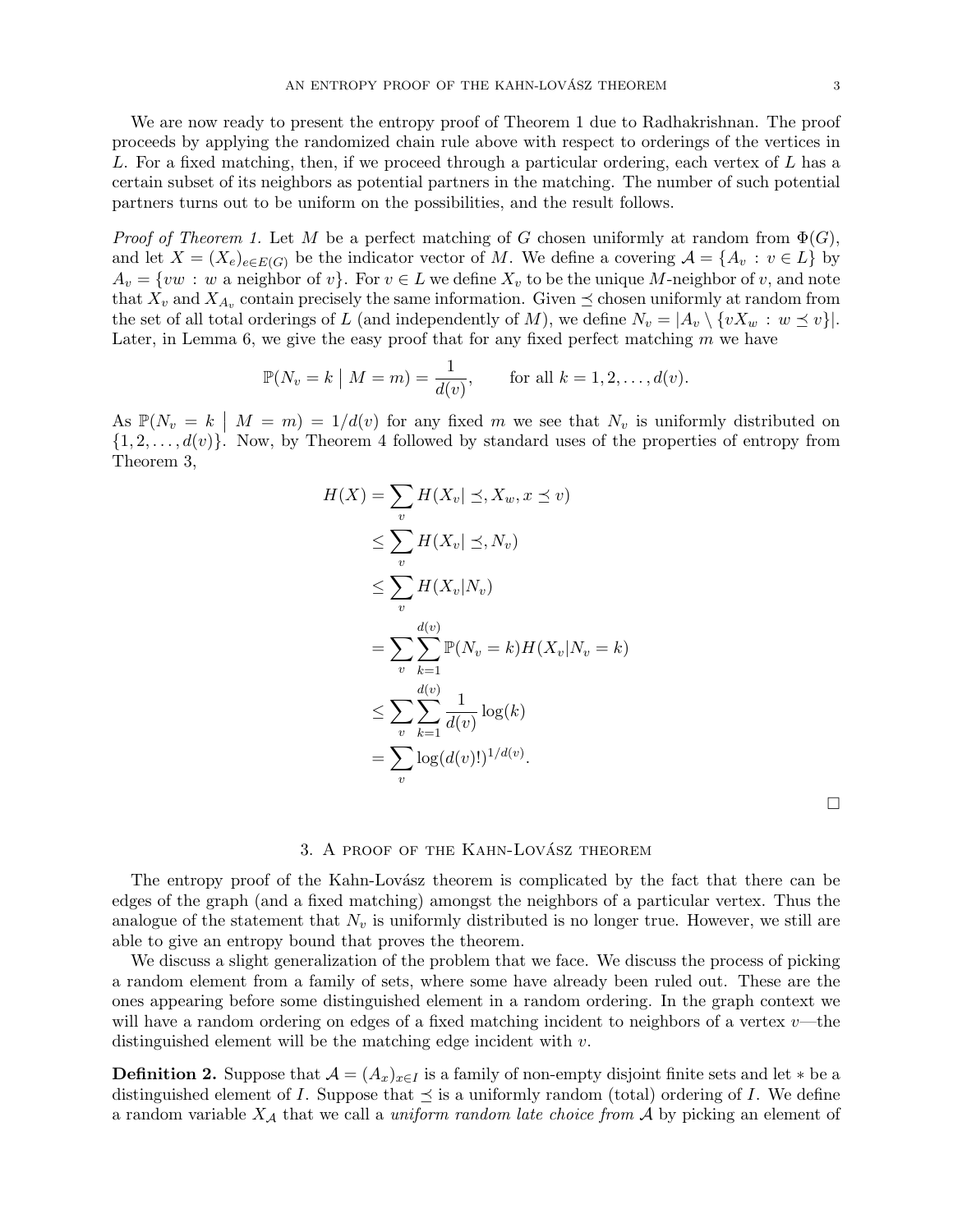We are now ready to present the entropy proof of Theorem 1 due to Radhakrishnan. The proof proceeds by applying the randomized chain rule above with respect to orderings of the vertices in $L$. For a fixed matching, then, if we proceed through a particular ordering, each vertex of $L$ has a certain subset of its neighbors as potential partners in the matching. The number of such potential partners turns out to be uniform on the possibilities, and the result follows.

*Proof of Theorem 1.* Let $M$ be a perfect matching of $G$ chosen uniformly at random from $\Phi(G)$, and let $X = (X_e)_{e \in E(G)}$ be the indicator vector of $M$. We define a covering $\mathcal{A} = \{A_v : v \in L\}$ by $A_v = \{vw : w \text{ a neighbor of } v\}$. For $v \in L$ we define $X_v$ to be the unique $M$-neighbor of $v$, and note that $X_v$ and $X_{A_v}$ contain precisely the same information. Given $\preceq$ chosen uniformly at random from the set of all total orderings of $L$ (and independently of $M$), we define $N_v = |A_v \setminus \{vX_w : w \preceq v\}|$. Later, in Lemma 6, we give the easy proof that for any fixed perfect matching $m$ we have

$$\mathbb{P}(N_v = k \mid M = m) = \frac{1}{d(v)}, \qquad \text{for all } k = 1, 2, \dots, d(v).$$

As $\mathbb{P}(N_v = k \mid M = m) = 1/d(v)$ for any fixed $m$ we see that $N_v$ is uniformly distributed on $\{1, 2, \dots, d(v)\}$. Now, by Theorem 4 followed by standard uses of the properties of entropy from Theorem 3,

$$\begin{aligned}
H(X) &= \sum_v H(X_v | \preceq, X_w, x \preceq v) \\
&\leq \sum_v H(X_v | \preceq, N_v) \\
&\leq \sum_v H(X_v | N_v) \\
&= \sum_v \sum_{k=1}^{d(v)} \mathbb{P}(N_v = k) H(X_v | N_v = k) \\
&\leq \sum_v \sum_{k=1}^{d(v)} \frac{1}{d(v)} \log(k) \\
&= \sum_v \log(d(v)!)^{1/d(v)}.
\end{aligned}$$

□

## 3. A proof of the Kahn-Lovász theorem

The entropy proof of the Kahn-Lovász theorem is complicated by the fact that there can be edges of the graph (and a fixed matching) amongst the neighbors of a particular vertex. Thus the analogue of the statement that $N_v$ is uniformly distributed is no longer true. However, we still are able to give an entropy bound that proves the theorem.

We discuss a slight generalization of the problem that we face. We discuss the process of picking a random element from a family of sets, where some have already been ruled out. These are the ones appearing before some distinguished element in a random ordering. In the graph context we will have a random ordering on edges of a fixed matching incident to neighbors of a vertex $v$—the distinguished element will be the matching edge incident with $v$.

**Definition 2.** Suppose that $\mathcal{A} = (A_x)_{x \in I}$ is a family of non-empty disjoint finite sets and let $*$ be a distinguished element of $I$. Suppose that $\preceq$ is a uniformly random (total) ordering of $I$. We define a random variable $X_{\mathcal{A}}$ that we call a *uniform random late choice from* $\mathcal{A}$ by picking an element of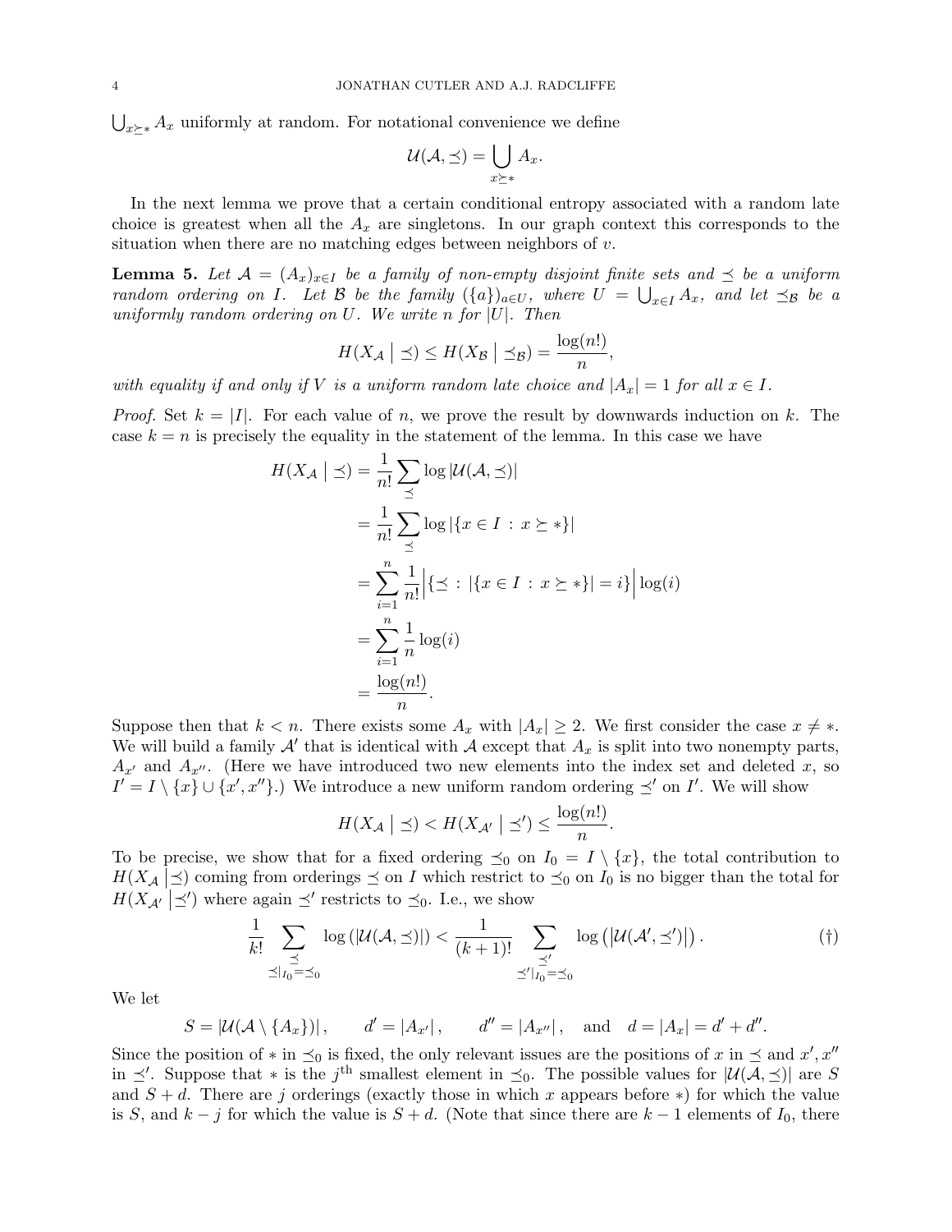$\bigcup_{x \succeq *} A_x$ uniformly at random. For notational convenience we define

$$\mathcal{U}(\mathcal{A}, \preceq) = \bigcup_{x \succeq *} A_x.$$

In the next lemma we prove that a certain conditional entropy associated with a random late choice is greatest when all the $A_x$ are singletons. In our graph context this corresponds to the situation when there are no matching edges between neighbors of $v$.

**Lemma 5.** *Let $\mathcal{A} = (A_x)_{x \in I}$ be a family of non-empty disjoint finite sets and $\preceq$ be a uniform random ordering on $I$. Let $\mathcal{B}$ be the family $(\{a\})_{a \in U}$, where $U = \bigcup_{x \in I} A_x$, and let $\preceq_{\mathcal{B}}$ be a uniformly random ordering on $U$. We write $n$ for $|U|$. Then*

$$H(X_{\mathcal{A}} \mid \preceq) \leq H(X_{\mathcal{B}} \mid \preceq_{\mathcal{B}}) = \frac{\log(n!)}{n},$$

*with equality if and only if $V$ is a uniform random late choice and $|A_x| = 1$ for all $x \in I$.*

*Proof.* Set $k = |I|$. For each value of $n$, we prove the result by downwards induction on $k$. The case $k = n$ is precisely the equality in the statement of the lemma. In this case we have

$$\begin{aligned}
H(X_{\mathcal{A}} \mid \preceq) &= \frac{1}{n!} \sum_{\preceq} \log |\mathcal{U}(\mathcal{A}, \preceq)| \\
&= \frac{1}{n!} \sum_{\preceq} \log |\{x \in I \,:\, x \succeq *\}| \\
&= \sum_{i=1}^{n} \frac{1}{n!} \Big| \{ \preceq \,:\, |\{x \in I \,:\, x \succeq *\}| = i \} \Big| \log(i) \\
&= \sum_{i=1}^{n} \frac{1}{n} \log(i) \\
&= \frac{\log(n!)}{n}.
\end{aligned}$$

Suppose then that $k < n$. There exists some $A_x$ with $|A_x| \geq 2$. We first consider the case $x \neq *$. We will build a family $\mathcal{A}'$ that is identical with $\mathcal{A}$ except that $A_x$ is split into two nonempty parts, $A_{x'}$ and $A_{x''}$. (Here we have introduced two new elements into the index set and deleted $x$, so $I' = I \setminus \{x\} \cup \{x', x''\}$.) We introduce a new uniform random ordering $\preceq'$ on $I'$. We will show

$$H(X_{\mathcal{A}} \mid \preceq) < H(X_{\mathcal{A}'} \mid \preceq') \leq \frac{\log(n!)}{n}.$$

To be precise, we show that for a fixed ordering $\preceq_0$ on $I_0 = I \setminus \{x\}$, the total contribution to $H(X_{\mathcal{A}} \mid \preceq)$ coming from orderings $\preceq$ on $I$ which restrict to $\preceq_0$ on $I_0$ is no bigger than the total for $H(X_{\mathcal{A}'} \mid \preceq')$ where again $\preceq'$ restricts to $\preceq_0$. I.e., we show

$$\frac{1}{k!} \sum_{\substack{\preceq \\ \preceq|_{I_0} = \preceq_0}} \log\left(|\mathcal{U}(\mathcal{A}, \preceq)|\right) < \frac{1}{(k+1)!} \sum_{\substack{\preceq' \\ \preceq'|_{I_0} = \preceq_0}} \log\left(\left|\mathcal{U}(\mathcal{A}', \preceq')\right|\right). \tag{$\dagger$}$$

We let

$$S = |\mathcal{U}(\mathcal{A} \setminus \{A_x\})|, \qquad d' = |A_{x'}|, \qquad d'' = |A_{x''}|, \quad \text{and} \quad d = |A_x| = d' + d''.$$

Since the position of $*$ in $\preceq_0$ is fixed, the only relevant issues are the positions of $x$ in $\preceq$ and $x', x''$ in $\preceq'$. Suppose that $*$ is the $j^{\text{th}}$ smallest element in $\preceq_0$. The possible values for $|\mathcal{U}(\mathcal{A}, \preceq)|$ are $S$ and $S + d$. There are $j$ orderings (exactly those in which $x$ appears before $*$) for which the value is $S$, and $k - j$ for which the value is $S + d$. (Note that since there are $k - 1$ elements of $I_0$, there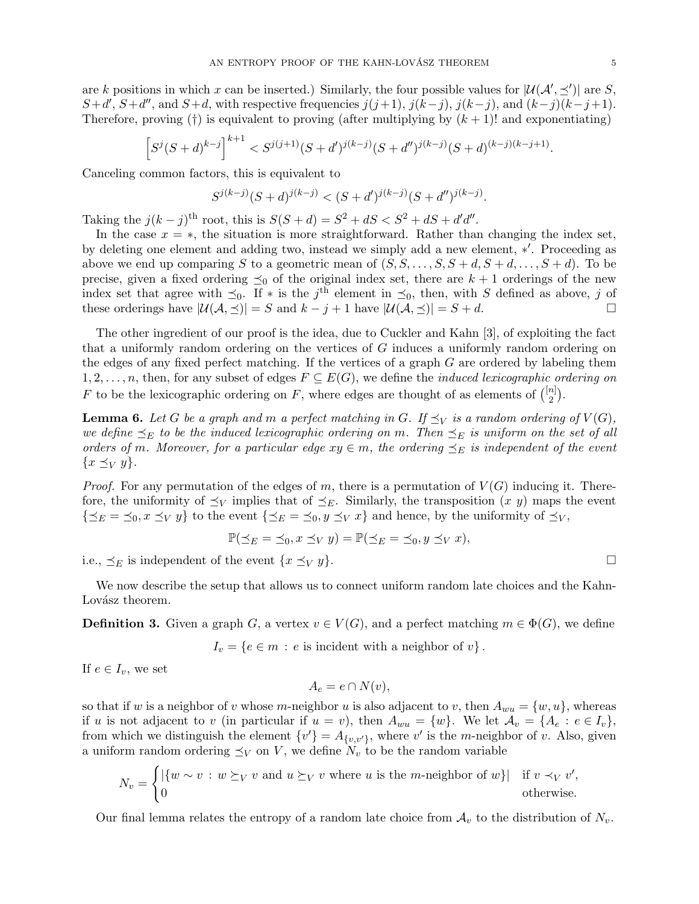are $k$ positions in which $x$ can be inserted.) Similarly, the four possible values for $|\mathcal{U}(\mathcal{A}', \preceq')|$ are $S$, $S+d'$, $S+d''$, and $S+d$, with respective frequencies $j(j+1)$, $j(k-j)$, $j(k-j)$, and $(k-j)(k-j+1)$. Therefore, proving (†) is equivalent to proving (after multiplying by $(k+1)!$ and exponentiating)

$$\left[S^j(S+d)^{k-j}\right]^{k+1} < S^{j(j+1)}(S+d')^{j(k-j)}(S+d'')^{j(k-j)}(S+d)^{(k-j)(k-j+1)}.$$

Canceling common factors, this is equivalent to

$$S^{j(k-j)}(S+d)^{j(k-j)} < (S+d')^{j(k-j)}(S+d'')^{j(k-j)}.$$

Taking the $j(k-j)^{\text{th}}$ root, this is $S(S+d) = S^2 + dS < S^2 + dS + d'd''$.

In the case $x = *$, the situation is more straightforward. Rather than changing the index set, by deleting one element and adding two, instead we simply add a new element, $*'$. Proceeding as above we end up comparing $S$ to a geometric mean of $(S, S, \ldots, S, S+d, S+d, \ldots, S+d)$. To be precise, given a fixed ordering $\preceq_0$ of the original index set, there are $k+1$ orderings of the new index set that agree with $\preceq_0$. If $*$ is the $j^{\text{th}}$ element in $\preceq_0$, then, with $S$ defined as above, $j$ of these orderings have $|\mathcal{U}(\mathcal{A}, \preceq)| = S$ and $k-j+1$ have $|\mathcal{U}(\mathcal{A}, \preceq)| = S+d$. □

The other ingredient of our proof is the idea, due to Cuckler and Kahn [3], of exploiting the fact that a uniformly random ordering on the vertices of $G$ induces a uniformly random ordering on the edges of any fixed perfect matching. If the vertices of a graph $G$ are ordered by labeling them $1, 2, \ldots, n$, then, for any subset of edges $F \subseteq E(G)$, we define the *induced lexicographic ordering on* $F$ to be the lexicographic ordering on $F$, where edges are thought of as elements of $\binom{[n]}{2}$.

**Lemma 6.** *Let $G$ be a graph and $m$ a perfect matching in $G$. If $\preceq_V$ is a random ordering of $V(G)$, we define $\preceq_E$ to be the induced lexicographic ordering on $m$. Then $\preceq_E$ is uniform on the set of all orders of $m$. Moreover, for a particular edge $xy \in m$, the ordering $\preceq_E$ is independent of the event $\{x \preceq_V y\}$.*

*Proof.* For any permutation of the edges of $m$, there is a permutation of $V(G)$ inducing it. Therefore, the uniformity of $\preceq_V$ implies that of $\preceq_E$. Similarly, the transposition $(x\ y)$ maps the event $\{\preceq_E = \preceq_0, x \preceq_V y\}$ to the event $\{\preceq_E = \preceq_0, y \preceq_V x\}$ and hence, by the uniformity of $\preceq_V$,

$$\mathbb{P}(\preceq_E = \preceq_0, x \preceq_V y) = \mathbb{P}(\preceq_E = \preceq_0, y \preceq_V x),$$

i.e., $\preceq_E$ is independent of the event $\{x \preceq_V y\}$. □

We now describe the setup that allows us to connect uniform random late choices and the Kahn-Lovász theorem.

**Definition 3.** Given a graph $G$, a vertex $v \in V(G)$, and a perfect matching $m \in \Phi(G)$, we define

$$I_v = \{e \in m : e \text{ is incident with a neighbor of } v\}.$$

If $e \in I_v$, we set

$$A_e = e \cap N(v),$$

so that if $w$ is a neighbor of $v$ whose $m$-neighbor $u$ is also adjacent to $v$, then $A_{wu} = \{w, u\}$, whereas if $u$ is not adjacent to $v$ (in particular if $u = v$), then $A_{wu} = \{w\}$. We let $\mathcal{A}_v = \{A_e : e \in I_v\}$, from which we distinguish the element $\{v'\} = A_{\{v,v'\}}$, where $v'$ is the $m$-neighbor of $v$. Also, given a uniform random ordering $\preceq_V$ on $V$, we define $N_v$ to be the random variable

$$N_v = \begin{cases} |\{w \sim v : w \succeq_V v \text{ and } u \succeq_V v \text{ where } u \text{ is the } m\text{-neighbor of } w\}| & \text{if } v \prec_V v', \\ 0 & \text{otherwise.} \end{cases}$$

Our final lemma relates the entropy of a random late choice from $\mathcal{A}_v$ to the distribution of $N_v$.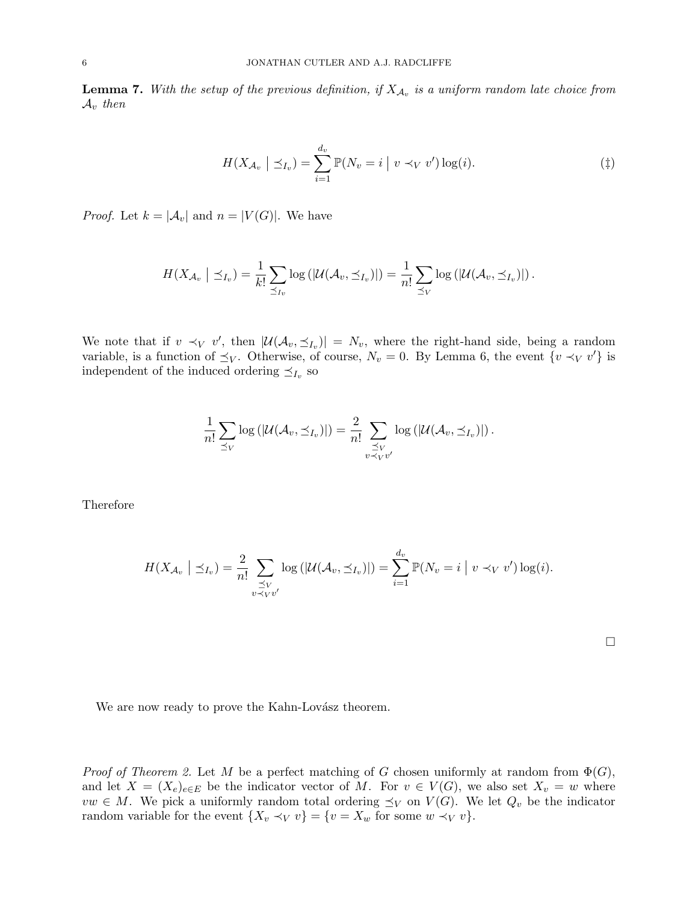**Lemma 7.** *With the setup of the previous definition, if $X_{\mathcal{A}_v}$ is a uniform random late choice from $\mathcal{A}_v$ then*

$$H(X_{\mathcal{A}_v} \mid \preceq_{I_v}) = \sum_{i=1}^{d_v} \mathbb{P}(N_v = i \mid v \prec_V v') \log(i). \tag{‡}$$

*Proof.* Let $k = |\mathcal{A}_v|$ and $n = |V(G)|$. We have

$$H(X_{\mathcal{A}_v} \mid \preceq_{I_v}) = \frac{1}{k!} \sum_{\preceq_{I_v}} \log\left(|\mathcal{U}(\mathcal{A}_v, \preceq_{I_v})|\right) = \frac{1}{n!} \sum_{\preceq_V} \log\left(|\mathcal{U}(\mathcal{A}_v, \preceq_{I_v})|\right).$$

We note that if $v \prec_V v'$, then $|\mathcal{U}(\mathcal{A}_v, \preceq_{I_v})| = N_v$, where the right-hand side, being a random variable, is a function of $\preceq_V$. Otherwise, of course, $N_v = 0$. By Lemma 6, the event $\{v \prec_V v'\}$ is independent of the induced ordering $\preceq_{I_v}$ so

$$\frac{1}{n!} \sum_{\preceq_V} \log\left(|\mathcal{U}(\mathcal{A}_v, \preceq_{I_v})|\right) = \frac{2}{n!} \sum_{\substack{\preceq_V \\ v \prec_V v'}} \log\left(|\mathcal{U}(\mathcal{A}_v, \preceq_{I_v})|\right).$$

Therefore

$$H(X_{\mathcal{A}_v} \mid \preceq_{I_v}) = \frac{2}{n!} \sum_{\substack{\preceq_V \\ v \prec_V v'}} \log\left(|\mathcal{U}(\mathcal{A}_v, \preceq_{I_v})|\right) = \sum_{i=1}^{d_v} \mathbb{P}(N_v = i \mid v \prec_V v') \log(i).$$

□

We are now ready to prove the Kahn-Lovász theorem.

*Proof of Theorem 2.* Let $M$ be a perfect matching of $G$ chosen uniformly at random from $\Phi(G)$, and let $X = (X_e)_{e \in E}$ be the indicator vector of $M$. For $v \in V(G)$, we also set $X_v = w$ where $vw \in M$. We pick a uniformly random total ordering $\preceq_V$ on $V(G)$. We let $Q_v$ be the indicator random variable for the event $\{X_v \prec_V v\} = \{v = X_w \text{ for some } w \prec_V v\}$.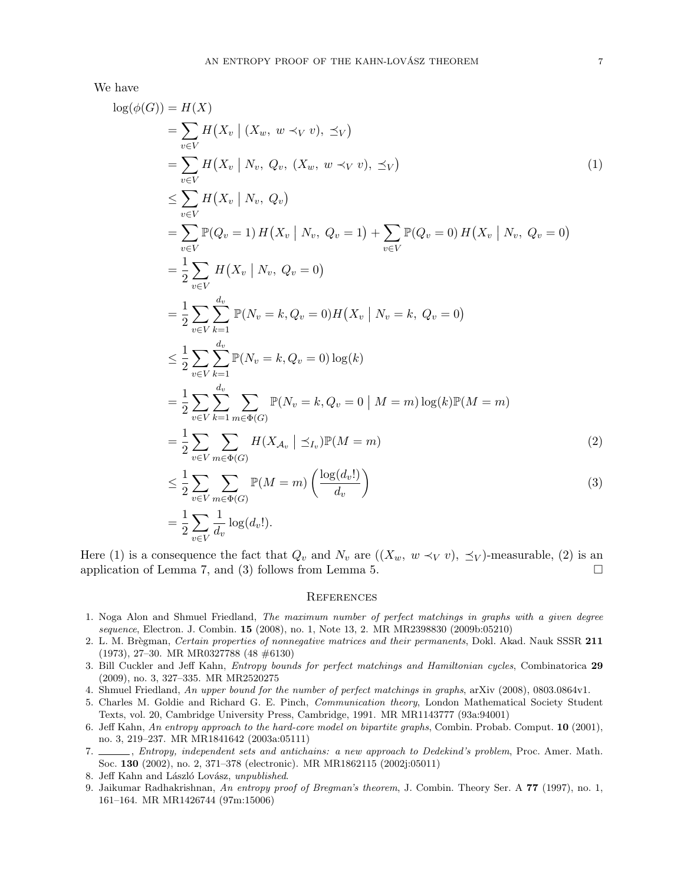We have

$$
\begin{aligned}
\log(\phi(G)) &= H(X) \\
&= \sum_{v\in V} H\big(X_v \mid (X_w,\ w \prec_V v),\ \preceq_V\big) \\
&= \sum_{v\in V} H\big(X_v \mid N_v,\ Q_v,\ (X_w,\ w \prec_V v),\ \preceq_V\big) &(1)\\
&\le \sum_{v\in V} H\big(X_v \mid N_v,\ Q_v\big) \\
&= \sum_{v\in V} \mathbb{P}(Q_v = 1)\, H\big(X_v \mid N_v,\ Q_v = 1\big) + \sum_{v\in V} \mathbb{P}(Q_v = 0)\, H\big(X_v \mid N_v,\ Q_v = 0\big) \\
&= \frac{1}{2}\sum_{v\in V} H\big(X_v \mid N_v,\ Q_v = 0\big) \\
&= \frac{1}{2}\sum_{v\in V}\sum_{k=1}^{d_v} \mathbb{P}(N_v = k, Q_v = 0) H\big(X_v \mid N_v = k,\ Q_v = 0\big) \\
&\le \frac{1}{2}\sum_{v\in V}\sum_{k=1}^{d_v} \mathbb{P}(N_v = k, Q_v = 0)\log(k) \\
&= \frac{1}{2}\sum_{v\in V}\sum_{k=1}^{d_v}\sum_{m\in\Phi(G)} \mathbb{P}(N_v = k, Q_v = 0 \mid M = m)\log(k)\mathbb{P}(M = m) \\
&= \frac{1}{2}\sum_{v\in V}\sum_{m\in\Phi(G)} H(X_{\mathcal{A}_v} \mid \preceq_{I_v})\mathbb{P}(M = m) &(2)\\
&\le \frac{1}{2}\sum_{v\in V}\sum_{m\in\Phi(G)} \mathbb{P}(M = m)\left(\frac{\log(d_v!)}{d_v}\right) &(3)\\
&= \frac{1}{2}\sum_{v\in V}\frac{1}{d_v}\log(d_v!).
\end{aligned}
$$

Here (1) is a consequence the fact that $Q_v$ and $N_v$ are $((X_w,\ w \prec_V v),\ \preceq_V)$-measurable, (2) is an application of Lemma 7, and (3) follows from Lemma 5. $\square$

## References

1. Noga Alon and Shmuel Friedland, *The maximum number of perfect matchings in graphs with a given degree sequence*, Electron. J. Combin. **15** (2008), no. 1, Note 13, 2. MR MR2398830 (2009b:05210)
2. L. M. Brègman, *Certain properties of nonnegative matrices and their permanents*, Dokl. Akad. Nauk SSSR **211** (1973), 27–30. MR MR0327788 (48 #6130)
3. Bill Cuckler and Jeff Kahn, *Entropy bounds for perfect matchings and Hamiltonian cycles*, Combinatorica **29** (2009), no. 3, 327–335. MR MR2520275
4. Shmuel Friedland, *An upper bound for the number of perfect matchings in graphs*, arXiv (2008), 0803.0864v1.
5. Charles M. Goldie and Richard G. E. Pinch, *Communication theory*, London Mathematical Society Student Texts, vol. 20, Cambridge University Press, Cambridge, 1991. MR MR1143777 (93a:94001)
6. Jeff Kahn, *An entropy approach to the hard-core model on bipartite graphs*, Combin. Probab. Comput. **10** (2001), no. 3, 219–237. MR MR1841642 (2003a:05111)
7. ______, *Entropy, independent sets and antichains: a new approach to Dedekind's problem*, Proc. Amer. Math. Soc. **130** (2002), no. 2, 371–378 (electronic). MR MR1862115 (2002j:05011)
8. Jeff Kahn and László Lovász, *unpublished*.
9. Jaikumar Radhakrishnan, *An entropy proof of Bregman's theorem*, J. Combin. Theory Ser. A **77** (1997), no. 1, 161–164. MR MR1426744 (97m:15006)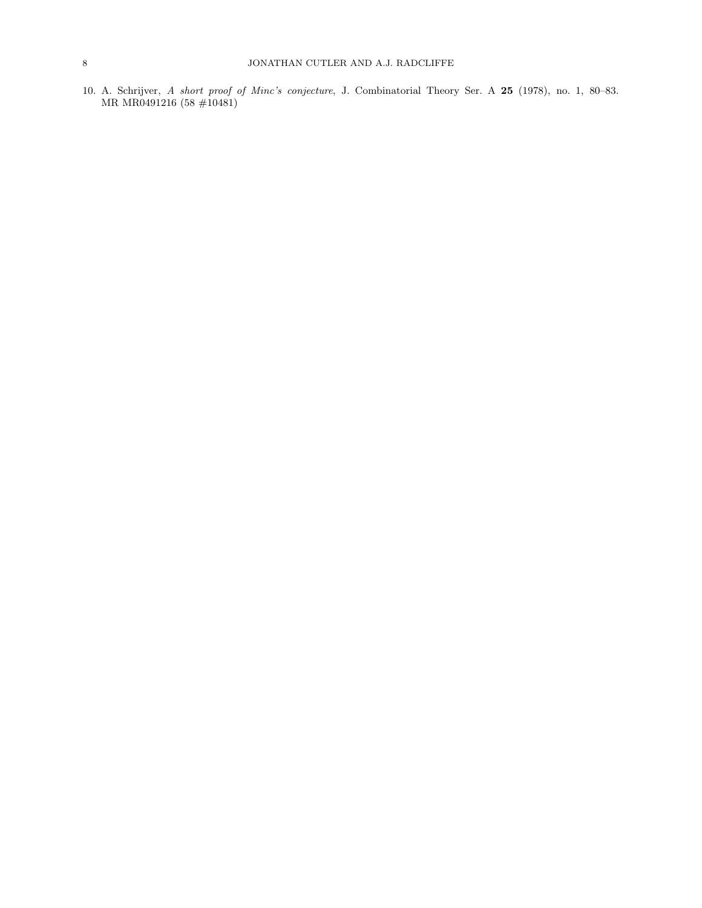10. A. Schrijver, *A short proof of Minc's conjecture*, J. Combinatorial Theory Ser. A **25** (1978), no. 1, 80–83. MR MR0491216 (58 #10481)